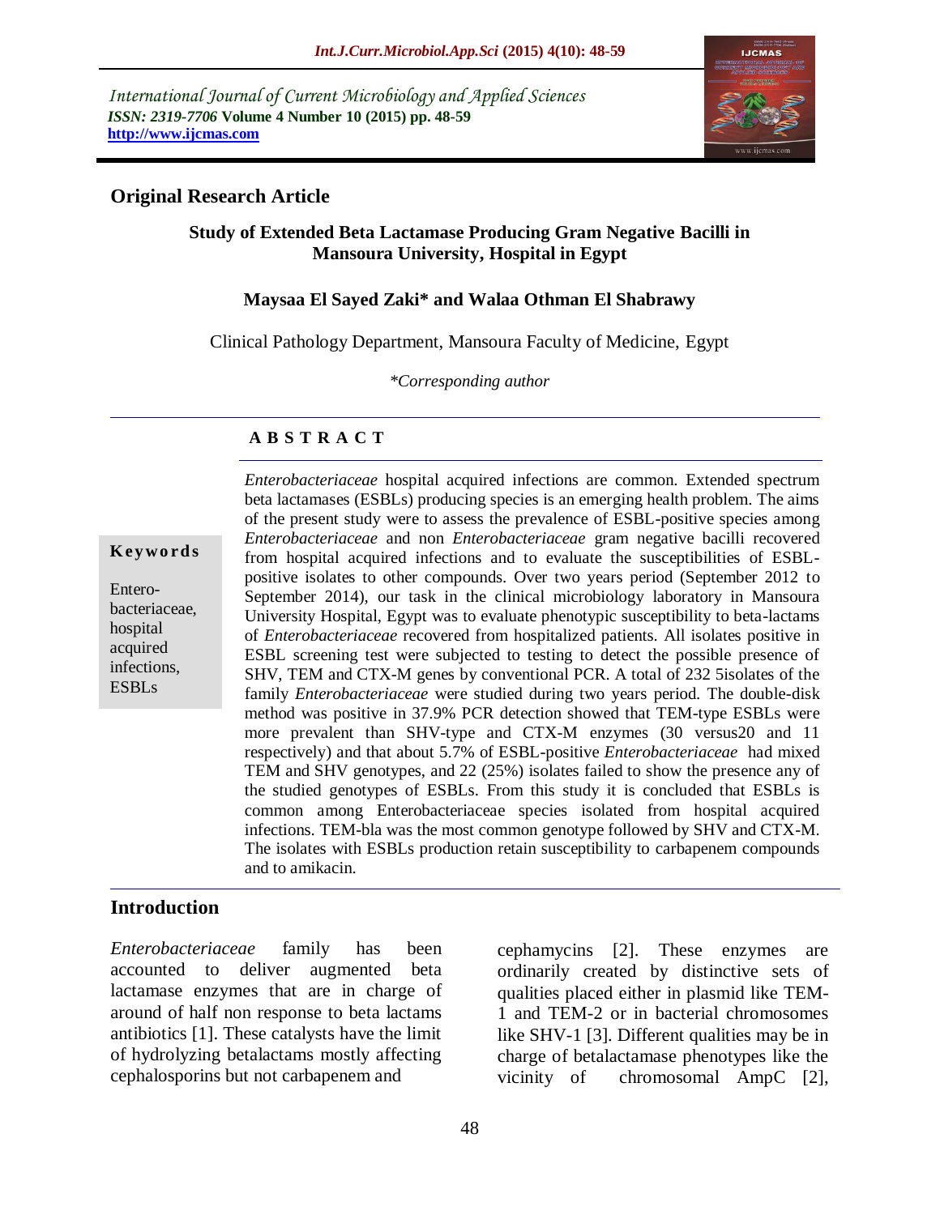International Journal of Current Microbiology and Applied Sciences
*ISSN: 2319-7706* **Volume 4 Number 10 (2015) pp. 48-59**
**http://www.ijcmas.com**

## Original Research Article

# Study of Extended Beta Lactamase Producing Gram Negative Bacilli in Mansoura University, Hospital in Egypt

**Maysaa El Sayed Zaki\* and Walaa Othman El Shabrawy**

Clinical Pathology Department, Mansoura Faculty of Medicine, Egypt

*\*Corresponding author*

## A B S T R A C T

**Keywords**

Entero-bacteriaceae, hospital acquired infections, ESBLs

*Enterobacteriaceae* hospital acquired infections are common. Extended spectrum beta lactamases (ESBLs) producing species is an emerging health problem. The aims of the present study were to assess the prevalence of ESBL-positive species among *Enterobacteriaceae* and non *Enterobacteriaceae* gram negative bacilli recovered from hospital acquired infections and to evaluate the susceptibilities of ESBL-positive isolates to other compounds. Over two years period (September 2012 to September 2014), our task in the clinical microbiology laboratory in Mansoura University Hospital, Egypt was to evaluate phenotypic susceptibility to beta-lactams of *Enterobacteriaceae* recovered from hospitalized patients. All isolates positive in ESBL screening test were subjected to testing to detect the possible presence of SHV, TEM and CTX-M genes by conventional PCR. A total of 232 5isolates of the family *Enterobacteriaceae* were studied during two years period. The double-disk method was positive in 37.9% PCR detection showed that TEM-type ESBLs were more prevalent than SHV-type and CTX-M enzymes (30 versus20 and 11 respectively) and that about 5.7% of ESBL-positive *Enterobacteriaceae* had mixed TEM and SHV genotypes, and 22 (25%) isolates failed to show the presence any of the studied genotypes of ESBLs. From this study it is concluded that ESBLs is common among Enterobacteriaceae species isolated from hospital acquired infections. TEM-bla was the most common genotype followed by SHV and CTX-M. The isolates with ESBLs production retain susceptibility to carbapenem compounds and to amikacin.

## Introduction

*Enterobacteriaceae* family has been accounted to deliver augmented beta lactamase enzymes that are in charge of around of half non response to beta lactams antibiotics [1]. These catalysts have the limit of hydrolyzing betalactams mostly affecting cephalosporins but not carbapenem and cephamycins [2]. These enzymes are ordinarily created by distinctive sets of qualities placed either in plasmid like TEM-1 and TEM-2 or in bacterial chromosomes like SHV-1 [3]. Different qualities may be in charge of betalactamase phenotypes like the vicinity of chromosomal AmpC [2],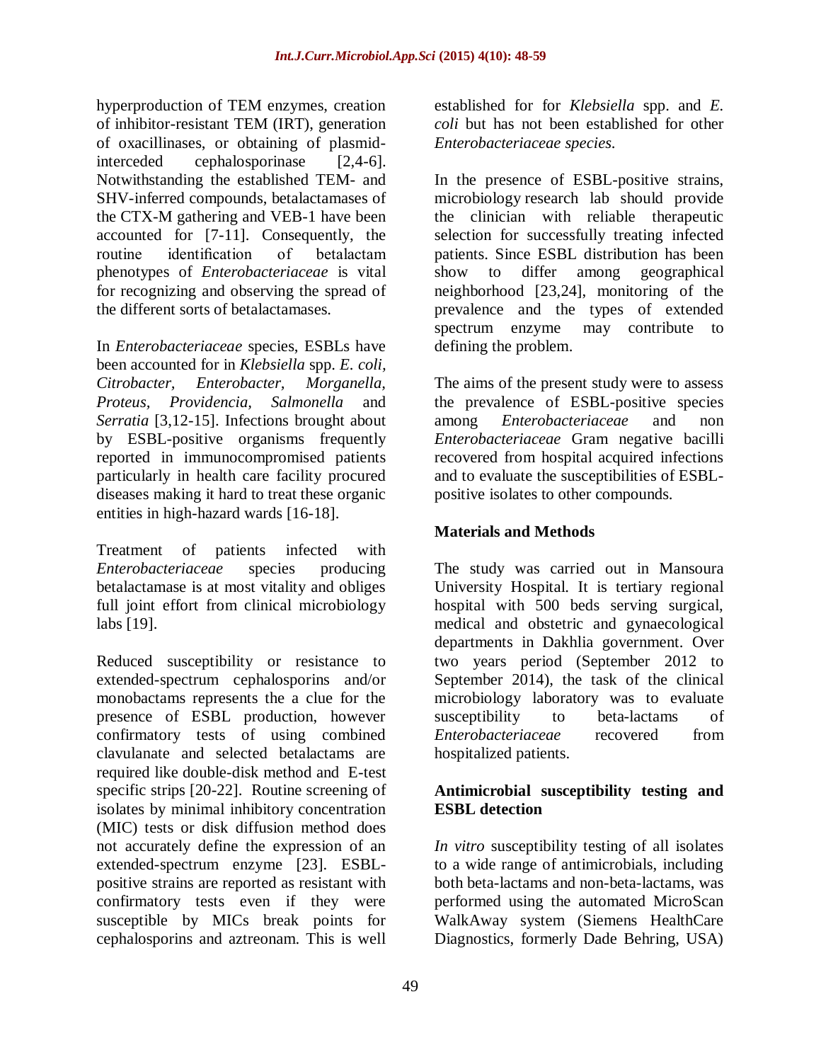hyperproduction of TEM enzymes, creation of inhibitor-resistant TEM (IRT), generation of oxacillinases, or obtaining of plasmid-interceded cephalosporinase [2,4-6]. Notwithstanding the established TEM- and SHV-inferred compounds, betalactamases of the CTX-M gathering and VEB-1 have been accounted for [7-11]. Consequently, the routine identification of betalactam phenotypes of *Enterobacteriaceae* is vital for recognizing and observing the spread of the different sorts of betalactamases.

In *Enterobacteriaceae* species, ESBLs have been accounted for in *Klebsiella* spp. *E. coli, Citrobacter, Enterobacter, Morganella, Proteus, Providencia, Salmonella* and *Serratia* [3,12-15]. Infections brought about by ESBL-positive organisms frequently reported in immunocompromised patients particularly in health care facility procured diseases making it hard to treat these organic entities in high-hazard wards [16-18].

Treatment of patients infected with *Enterobacteriaceae* species producing betalactamase is at most vitality and obliges full joint effort from clinical microbiology labs [19].

Reduced susceptibility or resistance to extended-spectrum cephalosporins and/or monobactams represents the a clue for the presence of ESBL production, however confirmatory tests of using combined clavulanate and selected betalactams are required like double-disk method and E-test specific strips [20-22]. Routine screening of isolates by minimal inhibitory concentration (MIC) tests or disk diffusion method does not accurately define the expression of an extended-spectrum enzyme [23]. ESBL-positive strains are reported as resistant with confirmatory tests even if they were susceptible by MICs break points for cephalosporins and aztreonam. This is well established for for *Klebsiella* spp. and *E. coli* but has not been established for other *Enterobacteriaceae species.*

In the presence of ESBL-positive strains, microbiology research lab should provide the clinician with reliable therapeutic selection for successfully treating infected patients. Since ESBL distribution has been show to differ among geographical neighborhood [23,24], monitoring of the prevalence and the types of extended spectrum enzyme may contribute to defining the problem.

The aims of the present study were to assess the prevalence of ESBL-positive species among *Enterobacteriaceae* and non *Enterobacteriaceae* Gram negative bacilli recovered from hospital acquired infections and to evaluate the susceptibilities of ESBL-positive isolates to other compounds.

## Materials and Methods

The study was carried out in Mansoura University Hospital. It is tertiary regional hospital with 500 beds serving surgical, medical and obstetric and gynaecological departments in Dakhlia government. Over two years period (September 2012 to September 2014), the task of the clinical microbiology laboratory was to evaluate susceptibility to beta-lactams of *Enterobacteriaceae* recovered from hospitalized patients.

### Antimicrobial susceptibility testing and ESBL detection

*In vitro* susceptibility testing of all isolates to a wide range of antimicrobials, including both beta-lactams and non-beta-lactams, was performed using the automated MicroScan WalkAway system (Siemens HealthCare Diagnostics, formerly Dade Behring, USA)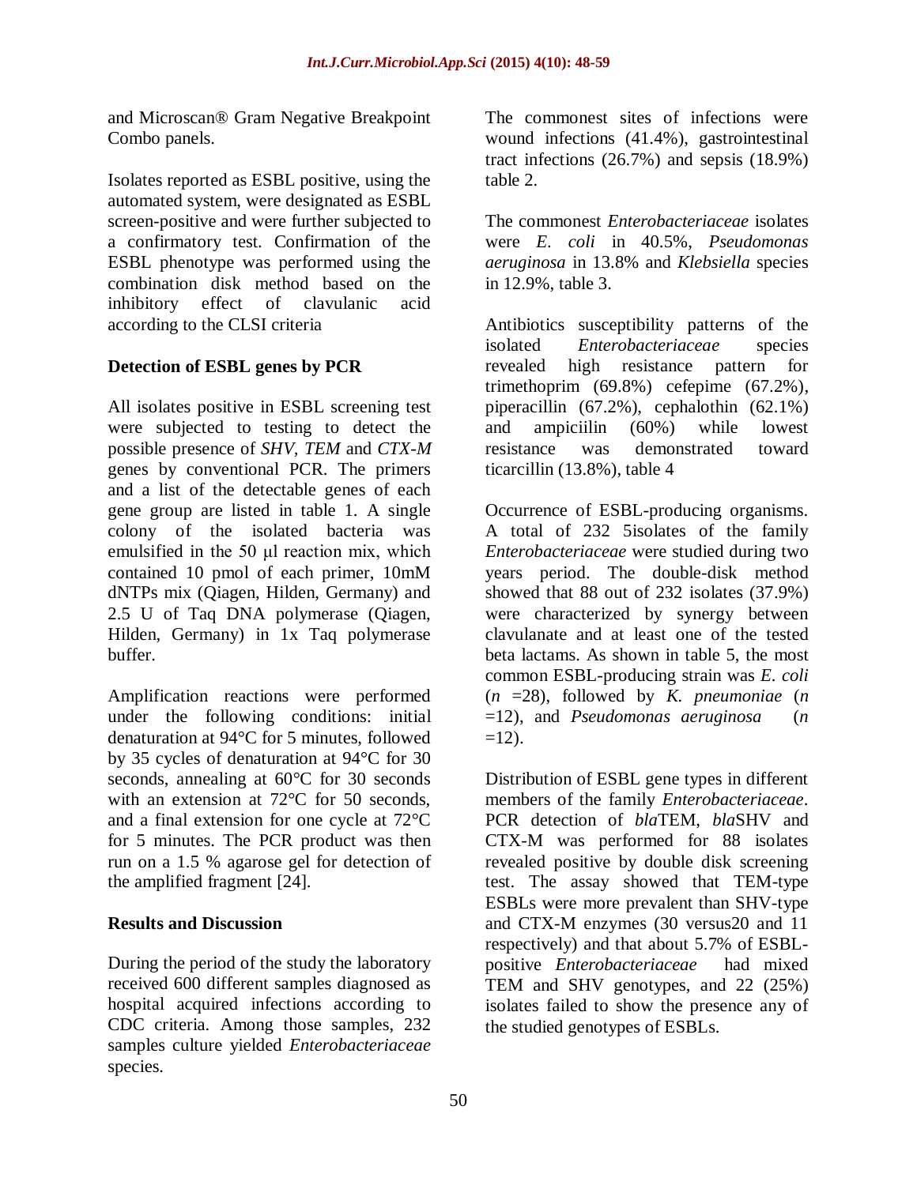and Microscan® Gram Negative Breakpoint Combo panels.

Isolates reported as ESBL positive, using the automated system, were designated as ESBL screen-positive and were further subjected to a confirmatory test. Confirmation of the ESBL phenotype was performed using the combination disk method based on the inhibitory effect of clavulanic acid according to the CLSI criteria

### Detection of ESBL genes by PCR

All isolates positive in ESBL screening test were subjected to testing to detect the possible presence of *SHV*, *TEM* and *CTX-M* genes by conventional PCR. The primers and a list of the detectable genes of each gene group are listed in table 1. A single colony of the isolated bacteria was emulsified in the 50 µl reaction mix, which contained 10 pmol of each primer, 10mM dNTPs mix (Qiagen, Hilden, Germany) and 2.5 U of Taq DNA polymerase (Qiagen, Hilden, Germany) in 1x Taq polymerase buffer.

Amplification reactions were performed under the following conditions: initial denaturation at 94°C for 5 minutes, followed by 35 cycles of denaturation at 94°C for 30 seconds, annealing at 60°C for 30 seconds with an extension at 72°C for 50 seconds, and a final extension for one cycle at 72°C for 5 minutes. The PCR product was then run on a 1.5 % agarose gel for detection of the amplified fragment [24].

## Results and Discussion

During the period of the study the laboratory received 600 different samples diagnosed as hospital acquired infections according to CDC criteria. Among those samples, 232 samples culture yielded *Enterobacteriaceae* species.

The commonest sites of infections were wound infections (41.4%), gastrointestinal tract infections (26.7%) and sepsis (18.9%) table 2.

The commonest *Enterobacteriaceae* isolates were *E. coli* in 40.5%, *Pseudomonas aeruginosa* in 13.8% and *Klebsiella* species in 12.9%, table 3.

Antibiotics susceptibility patterns of the isolated *Enterobacteriaceae* species revealed high resistance pattern for trimethoprim (69.8%) cefepime (67.2%), piperacillin (67.2%), cephalothin (62.1%) and ampiciilin (60%) while lowest resistance was demonstrated toward ticarcillin (13.8%), table 4

Occurrence of ESBL-producing organisms. A total of 232 5isolates of the family *Enterobacteriaceae* were studied during two years period. The double-disk method showed that 88 out of 232 isolates (37.9%) were characterized by synergy between clavulanate and at least one of the tested beta lactams. As shown in table 5, the most common ESBL-producing strain was *E. coli* (*n* =28), followed by *K. pneumoniae* (*n* =12), and *Pseudomonas aeruginosa* (*n* =12).

Distribution of ESBL gene types in different members of the family *Enterobacteriaceae*. PCR detection of *bla*TEM, *bla*SHV and CTX-M was performed for 88 isolates revealed positive by double disk screening test. The assay showed that TEM-type ESBLs were more prevalent than SHV-type and CTX-M enzymes (30 versus20 and 11 respectively) and that about 5.7% of ESBL-positive *Enterobacteriaceae* had mixed TEM and SHV genotypes, and 22 (25%) isolates failed to show the presence any of the studied genotypes of ESBLs.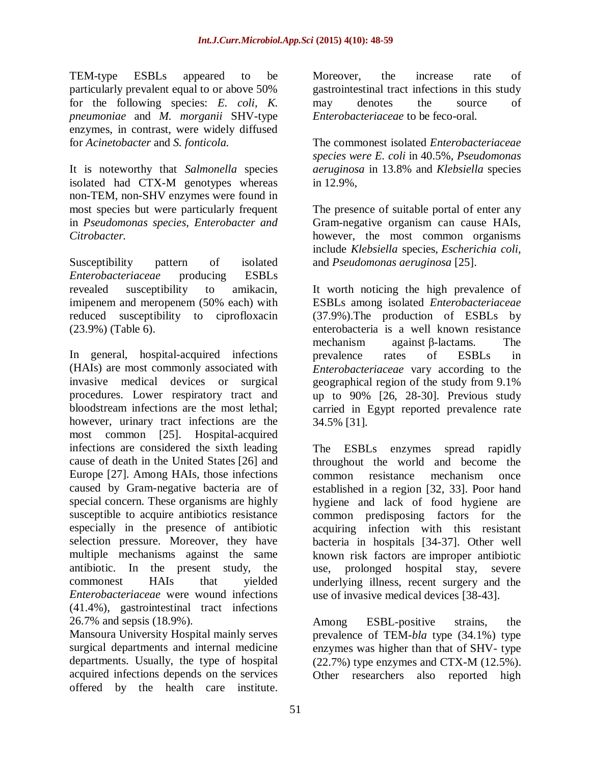TEM-type ESBLs appeared to be particularly prevalent equal to or above 50% for the following species: *E. coli*, *K. pneumoniae* and *M. morganii* SHV-type enzymes, in contrast, were widely diffused for *Acinetobacter* and *S. fonticola.*

It is noteworthy that *Salmonella* species isolated had CTX-M genotypes whereas non-TEM, non-SHV enzymes were found in most species but were particularly frequent in *Pseudomonas species, Enterobacter and Citrobacter.*

Susceptibility pattern of isolated *Enterobacteriaceae* producing ESBLs revealed susceptibility to amikacin, imipenem and meropenem (50% each) with reduced susceptibility to ciprofloxacin (23.9%) (Table 6).

In general, hospital-acquired infections (HAIs) are most commonly associated with invasive medical devices or surgical procedures. Lower respiratory tract and bloodstream infections are the most lethal; however, urinary tract infections are the most common [25]. Hospital-acquired infections are considered the sixth leading cause of death in the United States [26] and Europe [27]. Among HAIs, those infections caused by Gram-negative bacteria are of special concern. These organisms are highly susceptible to acquire antibiotics resistance especially in the presence of antibiotic selection pressure. Moreover, they have multiple mechanisms against the same antibiotic. In the present study, the commonest HAIs that yielded *Enterobacteriaceae* were wound infections (41.4%), gastrointestinal tract infections 26.7% and sepsis (18.9%).

Mansoura University Hospital mainly serves surgical departments and internal medicine departments. Usually, the type of hospital acquired infections depends on the services offered by the health care institute. Moreover, the increase rate of gastrointestinal tract infections in this study may denotes the source of *Enterobacteriaceae* to be feco-oral.

The commonest isolated *Enterobacteriaceae species were E. coli* in 40.5%, *Pseudomonas aeruginosa* in 13.8% and *Klebsiella* species in 12.9%,

The presence of suitable portal of enter any Gram-negative organism can cause HAIs, however, the most common organisms include *Klebsiella* species, *Escherichia coli*, and *Pseudomonas aeruginosa* [25].

It worth noticing the high prevalence of ESBLs among isolated *Enterobacteriaceae* (37.9%).The production of ESBLs by enterobacteria is a well known resistance mechanism against β-lactams. The prevalence rates of ESBLs in *Enterobacteriaceae* vary according to the geographical region of the study from 9.1% up to 90% [26, 28-30]. Previous study carried in Egypt reported prevalence rate 34.5% [31].

The ESBLs enzymes spread rapidly throughout the world and become the common resistance mechanism once established in a region [32, 33]. Poor hand hygiene and lack of food hygiene are common predisposing factors for the acquiring infection with this resistant bacteria in hospitals [34-37]. Other well known risk factors are improper antibiotic use, prolonged hospital stay, severe underlying illness, recent surgery and the use of invasive medical devices [38-43].

Among ESBL-positive strains, the prevalence of TEM-*bla* type (34.1%) type enzymes was higher than that of SHV- type (22.7%) type enzymes and CTX-M (12.5%). Other researchers also reported high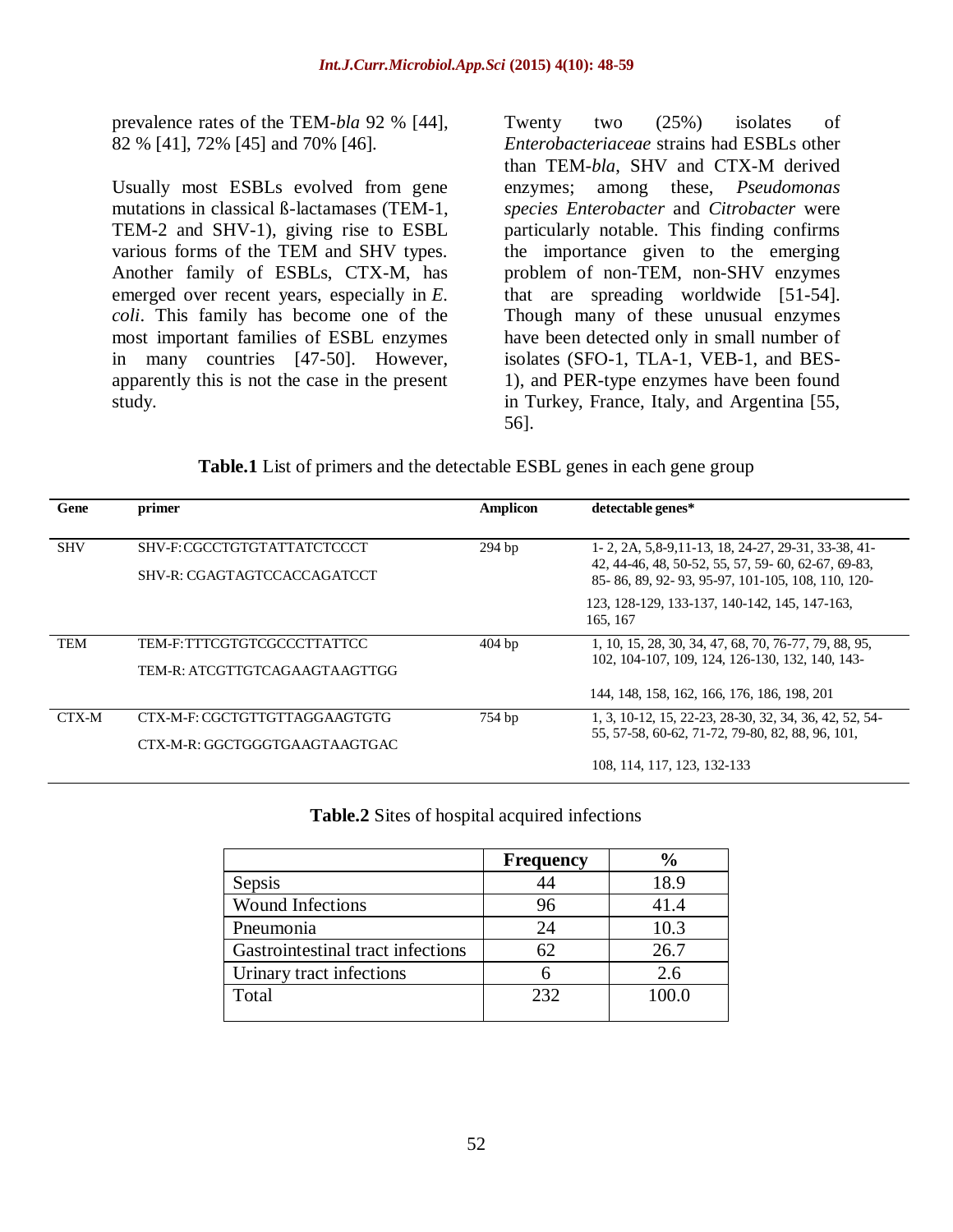prevalence rates of the TEM-*bla* 92 % [44], 82 % [41], 72% [45] and 70% [46].

Usually most ESBLs evolved from gene mutations in classical ß-lactamases (TEM-1, TEM-2 and SHV-1), giving rise to ESBL various forms of the TEM and SHV types. Another family of ESBLs, CTX-M, has emerged over recent years, especially in *E. coli*. This family has become one of the most important families of ESBL enzymes in many countries [47-50]. However, apparently this is not the case in the present study.

Twenty two (25%) isolates of *Enterobacteriaceae* strains had ESBLs other than TEM-*bla*, SHV and CTX-M derived enzymes; among these, *Pseudomonas species Enterobacter* and *Citrobacter* were particularly notable. This finding confirms the importance given to the emerging problem of non-TEM, non-SHV enzymes that are spreading worldwide [51-54]. Though many of these unusual enzymes have been detected only in small number of isolates (SFO-1, TLA-1, VEB-1, and BES-1), and PER-type enzymes have been found in Turkey, France, Italy, and Argentina [55, 56].

**Table.1** List of primers and the detectable ESBL genes in each gene group

| Gene | primer | Amplicon | detectable genes* |
|---|---|---|---|
| SHV | SHV-F: CGCCTGTGTATTATCTCCCT<br>SHV-R: CGAGTAGTCCACCAGATCCT | 294 bp | 1- 2, 2A, 5,8-9,11-13, 18, 24-27, 29-31, 33-38, 41-42, 44-46, 48, 50-52, 55, 57, 59- 60, 62-67, 69-83, 85- 86, 89, 92- 93, 95-97, 101-105, 108, 110, 120-123, 128-129, 133-137, 140-142, 145, 147-163, 165, 167 |
| TEM | TEM-F: TTTCGTGTCGCCCTTATTCC<br>TEM-R: ATCGTTGTCAGAAGTAAGTTGG | 404 bp | 1, 10, 15, 28, 30, 34, 47, 68, 70, 76-77, 79, 88, 95, 102, 104-107, 109, 124, 126-130, 132, 140, 143-144, 148, 158, 162, 166, 176, 186, 198, 201 |
| CTX-M | CTX-M-F: CGCTGTTGTTAGGAAGTGTG<br>CTX-M-R: GGCTGGGTGAAGTAAGTGAC | 754 bp | 1, 3, 10-12, 15, 22-23, 28-30, 32, 34, 36, 42, 52, 54-55, 57-58, 60-62, 71-72, 79-80, 82, 88, 96, 101, 108, 114, 117, 123, 132-133 |

**Table.2** Sites of hospital acquired infections

| | Frequency | % |
|---|---|---|
| Sepsis | 44 | 18.9 |
| Wound Infections | 96 | 41.4 |
| Pneumonia | 24 | 10.3 |
| Gastrointestinal tract infections | 62 | 26.7 |
| Urinary tract infections | 6 | 2.6 |
| Total | 232 | 100.0 |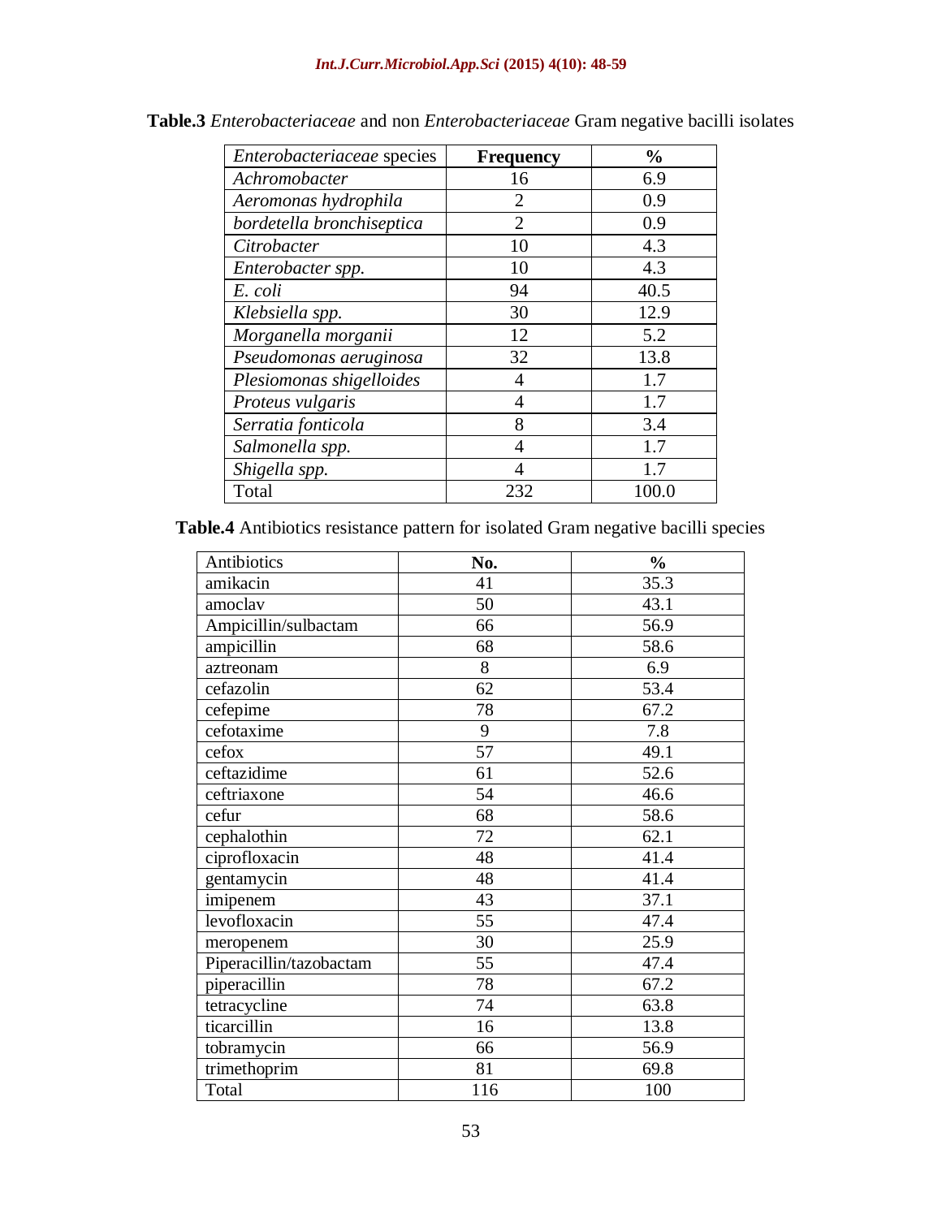**Table.3** *Enterobacteriaceae* and non *Enterobacteriaceae* Gram negative bacilli isolates

| *Enterobacteriaceae* species | **Frequency** | **%** |
|---|---|---|
| *Achromobacter* | 16 | 6.9 |
| *Aeromonas hydrophila* | 2 | 0.9 |
| *bordetella bronchiseptica* | 2 | 0.9 |
| *Citrobacter* | 10 | 4.3 |
| *Enterobacter spp.* | 10 | 4.3 |
| *E. coli* | 94 | 40.5 |
| *Klebsiella spp.* | 30 | 12.9 |
| *Morganella morganii* | 12 | 5.2 |
| *Pseudomonas aeruginosa* | 32 | 13.8 |
| *Plesiomonas shigelloides* | 4 | 1.7 |
| *Proteus vulgaris* | 4 | 1.7 |
| *Serratia fonticola* | 8 | 3.4 |
| *Salmonella spp.* | 4 | 1.7 |
| *Shigella spp.* | 4 | 1.7 |
| Total | 232 | 100.0 |

**Table.4** Antibiotics resistance pattern for isolated Gram negative bacilli species

| Antibiotics | **No.** | **%** |
|---|---|---|
| amikacin | 41 | 35.3 |
| amoclav | 50 | 43.1 |
| Ampicillin/sulbactam | 66 | 56.9 |
| ampicillin | 68 | 58.6 |
| aztreonam | 8 | 6.9 |
| cefazolin | 62 | 53.4 |
| cefepime | 78 | 67.2 |
| cefotaxime | 9 | 7.8 |
| cefox | 57 | 49.1 |
| ceftazidime | 61 | 52.6 |
| ceftriaxone | 54 | 46.6 |
| cefur | 68 | 58.6 |
| cephalothin | 72 | 62.1 |
| ciprofloxacin | 48 | 41.4 |
| gentamycin | 48 | 41.4 |
| imipenem | 43 | 37.1 |
| levofloxacin | 55 | 47.4 |
| meropenem | 30 | 25.9 |
| Piperacillin/tazobactam | 55 | 47.4 |
| piperacillin | 78 | 67.2 |
| tetracycline | 74 | 63.8 |
| ticarcillin | 16 | 13.8 |
| tobramycin | 66 | 56.9 |
| trimethoprim | 81 | 69.8 |
| Total | 116 | 100 |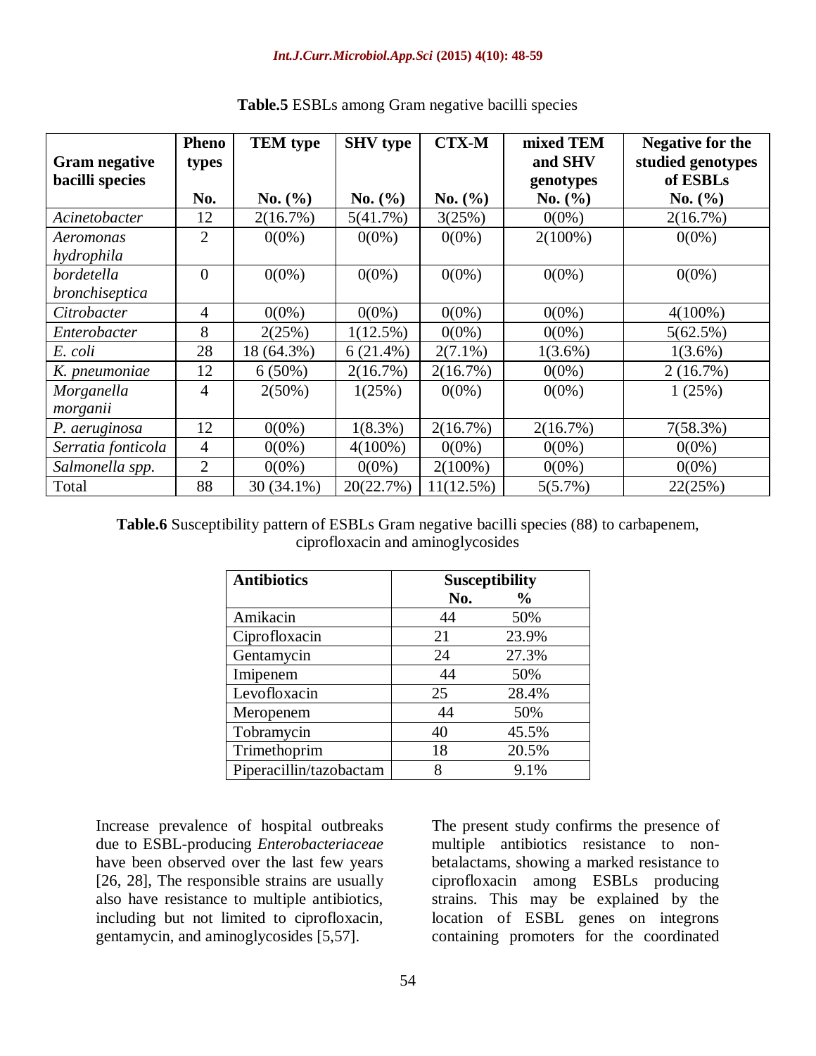**Table.5** ESBLs among Gram negative bacilli species

| Gram negative bacilli species | Pheno types<br>No. | TEM type<br>No. (%) | SHV type<br>No. (%) | CTX-M<br>No. (%) | mixed TEM and SHV genotypes<br>No. (%) | Negative for the studied genotypes of ESBLs<br>No. (%) |
|---|---|---|---|---|---|---|
| *Acinetobacter* | 12 | 2(16.7%) | 5(41.7%) | 3(25%) | 0(0%) | 2(16.7%) |
| *Aeromonas hydrophila* | 2 | 0(0%) | 0(0%) | 0(0%) | 2(100%) | 0(0%) |
| *bordetella bronchiseptica* | 0 | 0(0%) | 0(0%) | 0(0%) | 0(0%) | 0(0%) |
| *Citrobacter* | 4 | 0(0%) | 0(0%) | 0(0%) | 0(0%) | 4(100%) |
| *Enterobacter* | 8 | 2(25%) | 1(12.5%) | 0(0%) | 0(0%) | 5(62.5%) |
| *E. coli* | 28 | 18 (64.3%) | 6 (21.4%) | 2(7.1%) | 1(3.6%) | 1(3.6%) |
| *K. pneumoniae* | 12 | 6 (50%) | 2(16.7%) | 2(16.7%) | 0(0%) | 2 (16.7%) |
| *Morganella morganii* | 4 | 2(50%) | 1(25%) | 0(0%) | 0(0%) | 1 (25%) |
| *P. aeruginosa* | 12 | 0(0%) | 1(8.3%) | 2(16.7%) | 2(16.7%) | 7(58.3%) |
| *Serratia fonticola* | 4 | 0(0%) | 4(100%) | 0(0%) | 0(0%) | 0(0%) |
| *Salmonella spp.* | 2 | 0(0%) | 0(0%) | 2(100%) | 0(0%) | 0(0%) |
| Total | 88 | 30 (34.1%) | 20(22.7%) | 11(12.5%) | 5(5.7%) | 22(25%) |

**Table.6** Susceptibility pattern of ESBLs Gram negative bacilli species (88) to carbapenem, ciprofloxacin and aminoglycosides

| Antibiotics | Susceptibility | |
|---|---|---|
| | No. | % |
| Amikacin | 44 | 50% |
| Ciprofloxacin | 21 | 23.9% |
| Gentamycin | 24 | 27.3% |
| Imipenem | 44 | 50% |
| Levofloxacin | 25 | 28.4% |
| Meropenem | 44 | 50% |
| Tobramycin | 40 | 45.5% |
| Trimethoprim | 18 | 20.5% |
| Piperacillin/tazobactam | 8 | 9.1% |

Increase prevalence of hospital outbreaks due to ESBL-producing *Enterobacteriaceae* have been observed over the last few years [26, 28], The responsible strains are usually also have resistance to multiple antibiotics, including but not limited to ciprofloxacin, gentamycin, and aminoglycosides [5,57].

The present study confirms the presence of multiple antibiotics resistance to non-betalactams, showing a marked resistance to ciprofloxacin among ESBLs producing strains. This may be explained by the location of ESBL genes on integrons containing promoters for the coordinated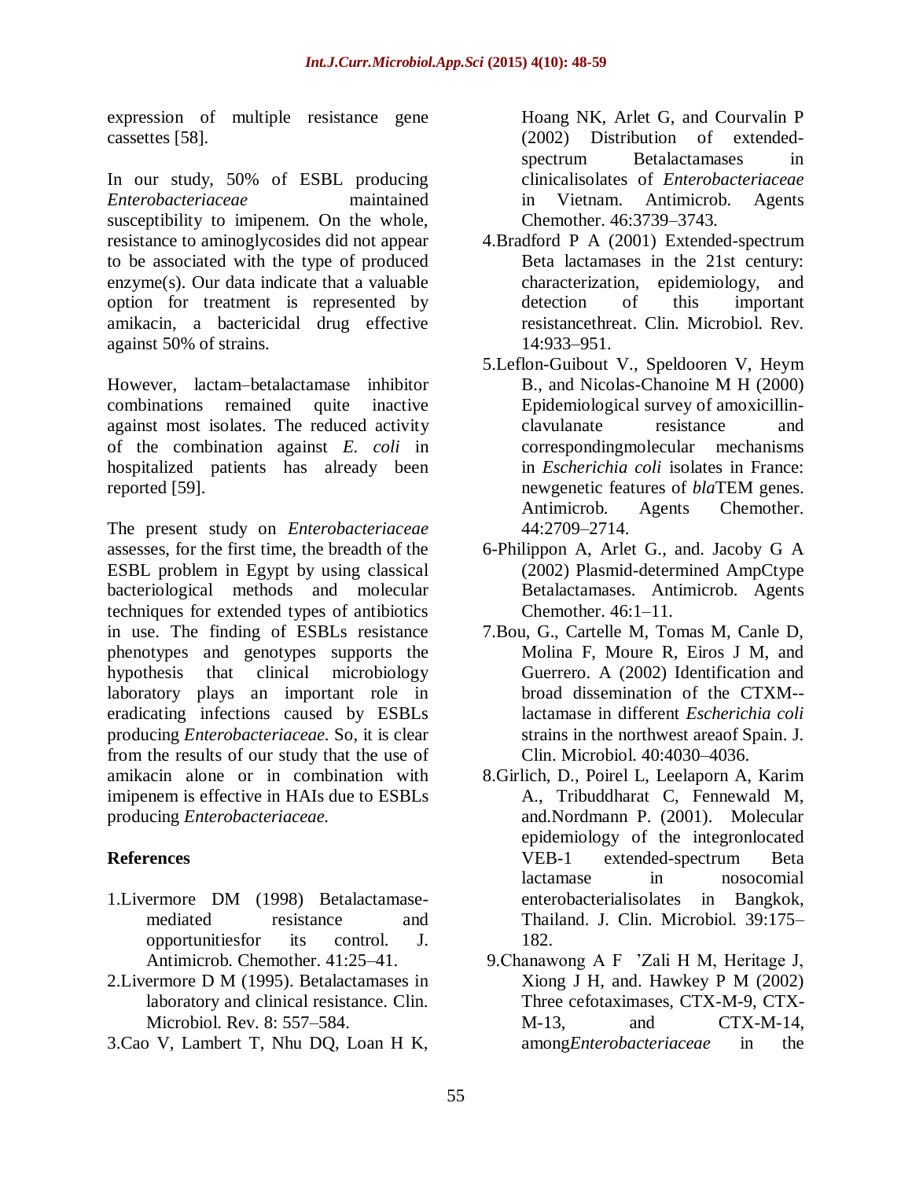expression of multiple resistance gene cassettes [58].

In our study, 50% of ESBL producing *Enterobacteriaceae* maintained susceptibility to imipenem. On the whole, resistance to aminoglycosides did not appear to be associated with the type of produced enzyme(s). Our data indicate that a valuable option for treatment is represented by amikacin, a bactericidal drug effective against 50% of strains.

However, lactam–betalactamase inhibitor combinations remained quite inactive against most isolates. The reduced activity of the combination against *E. coli* in hospitalized patients has already been reported [59].

The present study on *Enterobacteriaceae* assesses, for the first time, the breadth of the ESBL problem in Egypt by using classical bacteriological methods and molecular techniques for extended types of antibiotics in use. The finding of ESBLs resistance phenotypes and genotypes supports the hypothesis that clinical microbiology laboratory plays an important role in eradicating infections caused by ESBLs producing *Enterobacteriaceae*. So, it is clear from the results of our study that the use of amikacin alone or in combination with imipenem is effective in HAIs due to ESBLs producing *Enterobacteriaceae.*

## References

1.Livermore DM (1998) Betalactamase-mediated resistance and opportunitiesfor its control. J. Antimicrob. Chemother. 41:25–41.

2.Livermore D M (1995). Betalactamases in laboratory and clinical resistance. Clin. Microbiol. Rev. 8: 557–584.

3.Cao V, Lambert T, Nhu DQ, Loan H K, Hoang NK, Arlet G, and Courvalin P (2002) Distribution of extended-spectrum Betalactamases in clinicalisolates of *Enterobacteriaceae* in Vietnam. Antimicrob. Agents Chemother. 46:3739–3743.

4.Bradford P A (2001) Extended-spectrum Beta lactamases in the 21st century: characterization, epidemiology, and detection of this important resistancethreat. Clin. Microbiol. Rev. 14:933–951.

5.Leflon-Guibout V., Speldooren V, Heym B., and Nicolas-Chanoine M H (2000) Epidemiological survey of amoxicillin-clavulanate resistance and correspondingmolecular mechanisms in *Escherichia coli* isolates in France: newgenetic features of *bla*TEM genes. Antimicrob. Agents Chemother. 44:2709–2714.

6-Philippon A, Arlet G., and. Jacoby G A (2002) Plasmid-determined AmpCtype Betalactamases. Antimicrob. Agents Chemother. 46:1–11.

7.Bou, G., Cartelle M, Tomas M, Canle D, Molina F, Moure R, Eiros J M, and Guerrero. A (2002) Identification and broad dissemination of the CTXM--lactamase in different *Escherichia coli* strains in the northwest areaof Spain. J. Clin. Microbiol. 40:4030–4036.

8.Girlich, D., Poirel L, Leelaporn A, Karim A., Tribuddharat C, Fennewald M, and.Nordmann P. (2001). Molecular epidemiology of the integronlocated VEB-1 extended-spectrum Beta lactamase in nosocomial enterobacterialisolates in Bangkok, Thailand. J. Clin. Microbiol. 39:175–182.

9.Chanawong A F 'Zali H M, Heritage J, Xiong J H, and. Hawkey P M (2002) Three cefotaximases, CTX-M-9, CTX-M-13, and CTX-M-14, among*Enterobacteriaceae* in the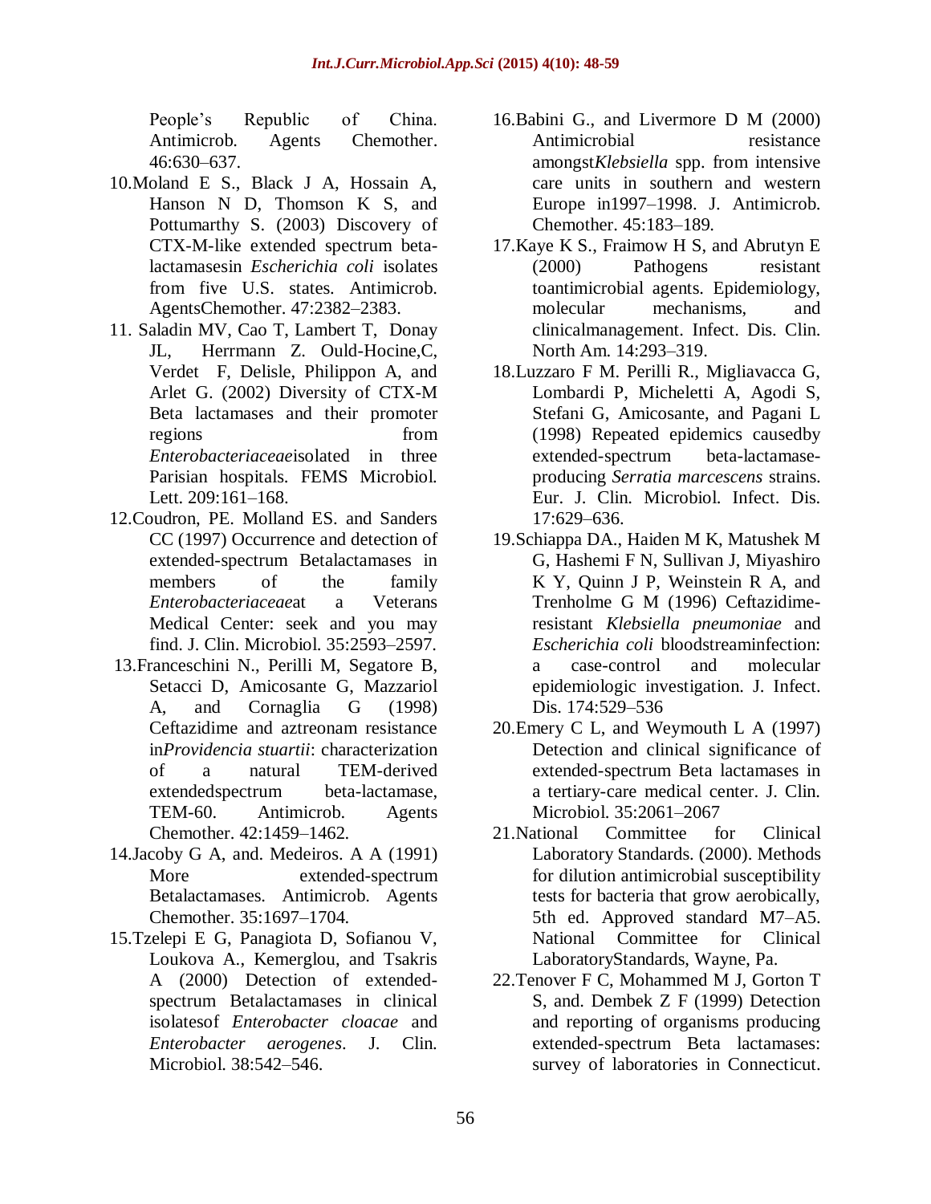People's Republic of China. Antimicrob. Agents Chemother. 46:630–637.

10.Moland E S., Black J A, Hossain A, Hanson N D, Thomson K S, and Pottumarthy S. (2003) Discovery of CTX-M-like extended spectrum beta-lactamasesin *Escherichia coli* isolates from five U.S. states. Antimicrob. AgentsChemother. 47:2382–2383.

11. Saladin MV, Cao T, Lambert T, Donay JL, Herrmann Z. Ould-Hocine,C, Verdet F, Delisle, Philippon A, and Arlet G. (2002) Diversity of CTX-M Beta lactamases and their promoter regions from *Enterobacteriaceae*isolated in three Parisian hospitals. FEMS Microbiol. Lett. 209:161–168.

12.Coudron, PE. Molland ES. and Sanders CC (1997) Occurrence and detection of extended-spectrum Betalactamases in members of the family *Enterobacteriaceae*at a Veterans Medical Center: seek and you may find. J. Clin. Microbiol. 35:2593–2597.

13.Franceschini N., Perilli M, Segatore B, Setacci D, Amicosante G, Mazzariol A, and Cornaglia G (1998) Ceftazidime and aztreonam resistance in*Providencia stuartii*: characterization of a natural TEM-derived extendedspectrum beta-lactamase, TEM-60. Antimicrob. Agents Chemother. 42:1459–1462.

14.Jacoby G A, and. Medeiros. A A (1991) More extended-spectrum Betalactamases. Antimicrob. Agents Chemother. 35:1697–1704.

15.Tzelepi E G, Panagiota D, Sofianou V, Loukova A., Kemerglou, and Tsakris A (2000) Detection of extended-spectrum Betalactamases in clinical isolatesof *Enterobacter cloacae* and *Enterobacter aerogenes*. J. Clin. Microbiol. 38:542–546.

16.Babini G., and Livermore D M (2000) Antimicrobial resistance amongst*Klebsiella* spp. from intensive care units in southern and western Europe in1997–1998. J. Antimicrob. Chemother. 45:183–189.

17.Kaye K S., Fraimow H S, and Abrutyn E (2000) Pathogens resistant toantimicrobial agents. Epidemiology, molecular mechanisms, and clinicalmanagement. Infect. Dis. Clin. North Am. 14:293–319.

18.Luzzaro F M. Perilli R., Migliavacca G, Lombardi P, Micheletti A, Agodi S, Stefani G, Amicosante, and Pagani L (1998) Repeated epidemics causedby extended-spectrum beta-lactamase-producing *Serratia marcescens* strains. Eur. J. Clin. Microbiol. Infect. Dis. 17:629–636.

19.Schiappa DA., Haiden M K, Matushek M G, Hashemi F N, Sullivan J, Miyashiro K Y, Quinn J P, Weinstein R A, and Trenholme G M (1996) Ceftazidime-resistant *Klebsiella pneumoniae* and *Escherichia coli* bloodstreaminfection: a case-control and molecular epidemiologic investigation. J. Infect. Dis. 174:529–536

20.Emery C L, and Weymouth L A (1997) Detection and clinical significance of extended-spectrum Beta lactamases in a tertiary-care medical center. J. Clin. Microbiol. 35:2061–2067

21.National Committee for Clinical Laboratory Standards. (2000). Methods for dilution antimicrobial susceptibility tests for bacteria that grow aerobically, 5th ed. Approved standard M7–A5. National Committee for Clinical LaboratoryStandards, Wayne, Pa.

22.Tenover F C, Mohammed M J, Gorton T S, and. Dembek Z F (1999) Detection and reporting of organisms producing extended-spectrum Beta lactamases: survey of laboratories in Connecticut.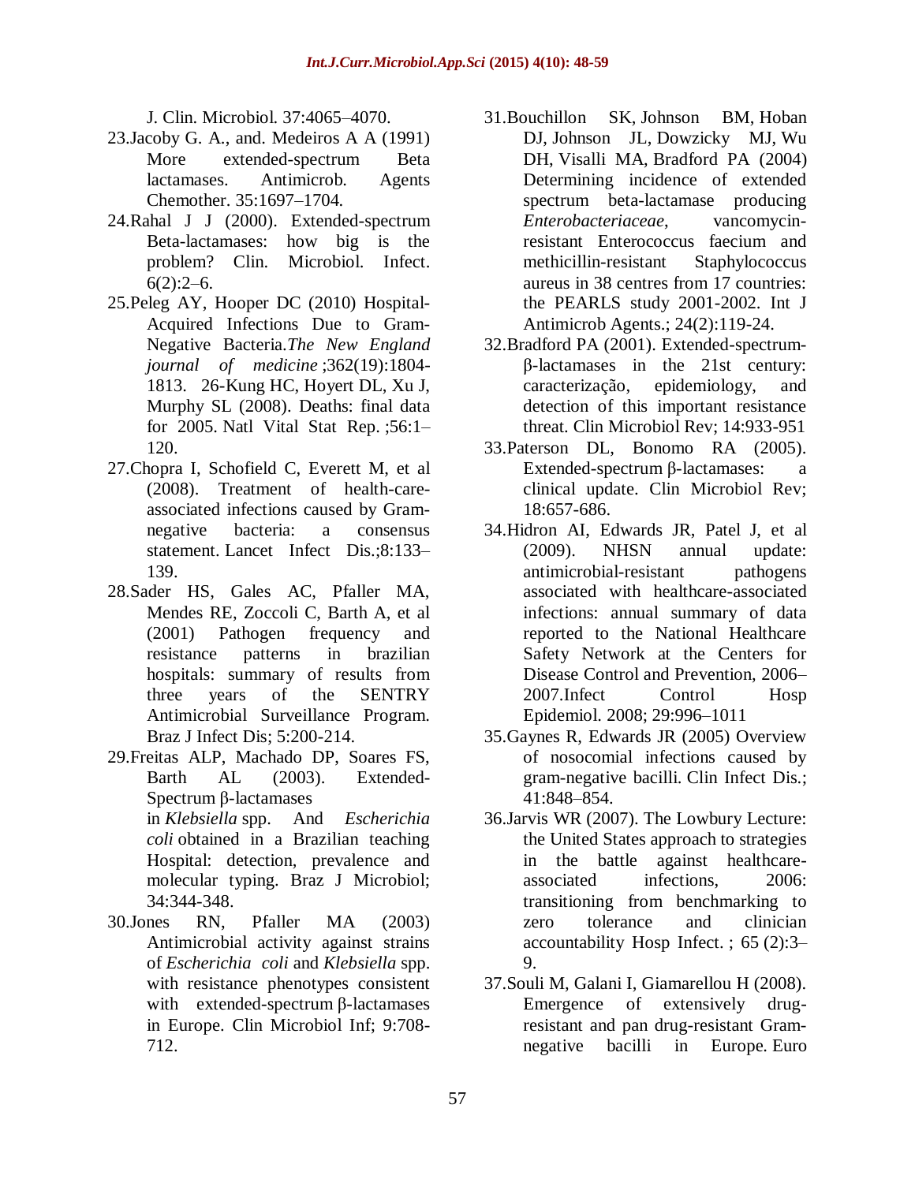J. Clin. Microbiol. 37:4065–4070.

23. Jacoby G. A., and. Medeiros A A (1991) More extended-spectrum Beta lactamases. Antimicrob. Agents Chemother. 35:1697–1704.

24. Rahal J J (2000). Extended-spectrum Beta-lactamases: how big is the problem? Clin. Microbiol. Infect. 6(2):2–6.

25. Peleg AY, Hooper DC (2010) Hospital-Acquired Infections Due to Gram-Negative Bacteria. *The New England journal of medicine* ;362(19):1804-1813. 26-Kung HC, Hoyert DL, Xu J, Murphy SL (2008). Deaths: final data for 2005. Natl Vital Stat Rep. ;56:1–120.

27. Chopra I, Schofield C, Everett M, et al (2008). Treatment of health-care-associated infections caused by Gram-negative bacteria: a consensus statement. Lancet Infect Dis.;8:133–139.

28. Sader HS, Gales AC, Pfaller MA, Mendes RE, Zoccoli C, Barth A, et al (2001) Pathogen frequency and resistance patterns in brazilian hospitals: summary of results from three years of the SENTRY Antimicrobial Surveillance Program. Braz J Infect Dis; 5:200-214.

29. Freitas ALP, Machado DP, Soares FS, Barth AL (2003). Extended-Spectrum β-lactamases in *Klebsiella* spp. And *Escherichia coli* obtained in a Brazilian teaching Hospital: detection, prevalence and molecular typing. Braz J Microbiol; 34:344-348.

30. Jones RN, Pfaller MA (2003) Antimicrobial activity against strains of *Escherichia coli* and *Klebsiella* spp. with resistance phenotypes consistent with extended-spectrum β-lactamases in Europe. Clin Microbiol Inf; 9:708-712.

31. Bouchillon SK, Johnson BM, Hoban DJ, Johnson JL, Dowzicky MJ, Wu DH, Visalli MA, Bradford PA (2004) Determining incidence of extended spectrum beta-lactamase producing *Enterobacteriaceae*, vancomycin-resistant Enterococcus faecium and methicillin-resistant Staphylococcus aureus in 38 centres from 17 countries: the PEARLS study 2001-2002. Int J Antimicrob Agents.; 24(2):119-24.

32. Bradford PA (2001). Extended-spectrum-β-lactamases in the 21st century: caracterização, epidemiology, and detection of this important resistance threat. Clin Microbiol Rev; 14:933-951

33. Paterson DL, Bonomo RA (2005). Extended-spectrum β-lactamases: a clinical update. Clin Microbiol Rev; 18:657-686.

34. Hidron AI, Edwards JR, Patel J, et al (2009). NHSN annual update: antimicrobial-resistant pathogens associated with healthcare-associated infections: annual summary of data reported to the National Healthcare Safety Network at the Centers for Disease Control and Prevention, 2006–2007. Infect Control Hosp Epidemiol. 2008; 29:996–1011

35. Gaynes R, Edwards JR (2005) Overview of nosocomial infections caused by gram-negative bacilli. Clin Infect Dis.; 41:848–854.

36. Jarvis WR (2007). The Lowbury Lecture: the United States approach to strategies in the battle against healthcare-associated infections, 2006: transitioning from benchmarking to zero tolerance and clinician accountability Hosp Infect. ; 65 (2):3–9.

37. Souli M, Galani I, Giamarellou H (2008). Emergence of extensively drug-resistant and pan drug-resistant Gram-negative bacilli in Europe. Euro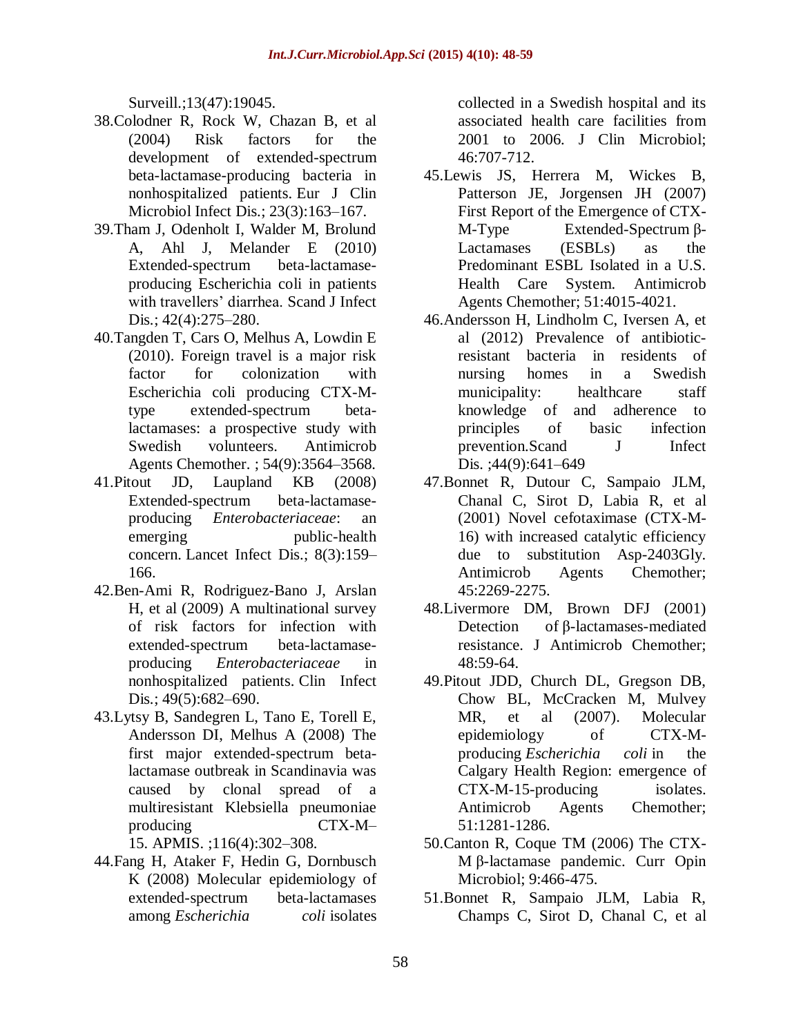Surveill.;13(47):19045.

38. Colodner R, Rock W, Chazan B, et al (2004) Risk factors for the development of extended-spectrum beta-lactamase-producing bacteria in nonhospitalized patients. Eur J Clin Microbiol Infect Dis.; 23(3):163–167.
39. Tham J, Odenholt I, Walder M, Brolund A, Ahl J, Melander E (2010) Extended-spectrum beta-lactamase-producing Escherichia coli in patients with travellers' diarrhea. Scand J Infect Dis.; 42(4):275–280.
40. Tangden T, Cars O, Melhus A, Lowdin E (2010). Foreign travel is a major risk factor for colonization with Escherichia coli producing CTX-M-type extended-spectrum beta-lactamases: a prospective study with Swedish volunteers. Antimicrob Agents Chemother. ; 54(9):3564–3568.
41. Pitout JD, Laupland KB (2008) Extended-spectrum beta-lactamase-producing *Enterobacteriaceae*: an emerging public-health concern. Lancet Infect Dis.; 8(3):159–166.
42. Ben-Ami R, Rodriguez-Bano J, Arslan H, et al (2009) A multinational survey of risk factors for infection with extended-spectrum beta-lactamase-producing *Enterobacteriaceae* in nonhospitalized patients. Clin Infect Dis.; 49(5):682–690.
43. Lytsy B, Sandegren L, Tano E, Torell E, Andersson DI, Melhus A (2008) The first major extended-spectrum beta-lactamase outbreak in Scandinavia was caused by clonal spread of a multiresistant Klebsiella pneumoniae producing CTX-M–15. APMIS. ;116(4):302–308.
44. Fang H, Ataker F, Hedin G, Dornbusch K (2008) Molecular epidemiology of extended-spectrum beta-lactamases among *Escherichia coli* isolates collected in a Swedish hospital and its associated health care facilities from 2001 to 2006. J Clin Microbiol; 46:707-712.
45. Lewis JS, Herrera M, Wickes B, Patterson JE, Jorgensen JH (2007) First Report of the Emergence of CTX-M-Type Extended-Spectrum β-Lactamases (ESBLs) as the Predominant ESBL Isolated in a U.S. Health Care System. Antimicrob Agents Chemother; 51:4015-4021.
46. Andersson H, Lindholm C, Iversen A, et al (2012) Prevalence of antibiotic-resistant bacteria in residents of nursing homes in a Swedish municipality: healthcare staff knowledge of and adherence to principles of basic infection prevention.Scand J Infect Dis. ;44(9):641–649
47. Bonnet R, Dutour C, Sampaio JLM, Chanal C, Sirot D, Labia R, et al (2001) Novel cefotaximase (CTX-M-16) with increased catalytic efficiency due to substitution Asp-2403Gly. Antimicrob Agents Chemother; 45:2269-2275.
48. Livermore DM, Brown DFJ (2001) Detection of β-lactamases-mediated resistance. J Antimicrob Chemother; 48:59-64.
49. Pitout JDD, Church DL, Gregson DB, Chow BL, McCracken M, Mulvey MR, et al (2007). Molecular epidemiology of CTX-M-producing *Escherichia coli* in the Calgary Health Region: emergence of CTX-M-15-producing isolates. Antimicrob Agents Chemother; 51:1281-1286.
50. Canton R, Coque TM (2006) The CTX-M β-lactamase pandemic. Curr Opin Microbiol; 9:466-475.
51. Bonnet R, Sampaio JLM, Labia R, Champs C, Sirot D, Chanal C, et al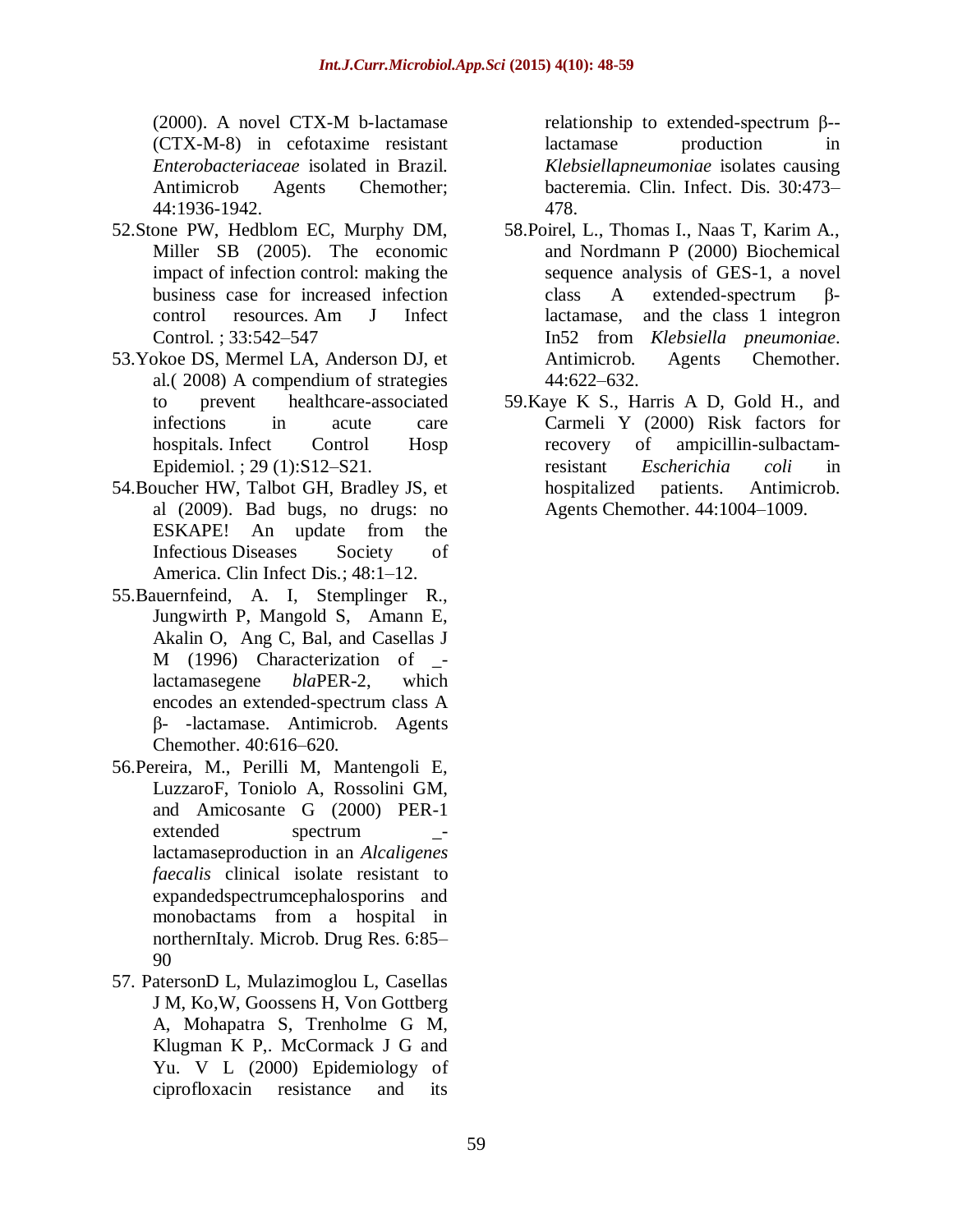(2000). A novel CTX-M b-lactamase (CTX-M-8) in cefotaxime resistant *Enterobacteriaceae* isolated in Brazil. Antimicrob Agents Chemother; 44:1936-1942.

52. Stone PW, Hedblom EC, Murphy DM, Miller SB (2005). The economic impact of infection control: making the business case for increased infection control resources. Am J Infect Control. ; 33:542–547
53. Yokoe DS, Mermel LA, Anderson DJ, et al.( 2008) A compendium of strategies to prevent healthcare-associated infections in acute care hospitals. Infect Control Hosp Epidemiol. ; 29 (1):S12–S21.
54. Boucher HW, Talbot GH, Bradley JS, et al (2009). Bad bugs, no drugs: no ESKAPE! An update from the Infectious Diseases Society of America. Clin Infect Dis.; 48:1–12.
55. Bauernfeind, A. I, Stemplinger R., Jungwirth P, Mangold S, Amann E, Akalin O, Ang C, Bal, and Casellas J M (1996) Characterization of _-lactamasegene *bla*PER-2, which encodes an extended-spectrum class A β- -lactamase. Antimicrob. Agents Chemother. 40:616–620.
56. Pereira, M., Perilli M, Mantengoli E, LuzzaroF, Toniolo A, Rossolini GM, and Amicosante G (2000) PER-1 extended spectrum _-lactamaseproduction in an *Alcaligenes faecalis* clinical isolate resistant to expandedspectrumcephalosporins and monobactams from a hospital in northernItaly. Microb. Drug Res. 6:85–90
57. PatersonD L, Mulazimoglou L, Casellas J M, Ko,W, Goossens H, Von Gottberg A, Mohapatra S, Trenholme G M, Klugman K P,. McCormack J G and Yu. V L (2000) Epidemiology of ciprofloxacin resistance and its relationship to extended-spectrum β--lactamase production in *Klebsiellapneumoniae* isolates causing bacteremia. Clin. Infect. Dis. 30:473–478.
58. Poirel, L., Thomas I., Naas T, Karim A., and Nordmann P (2000) Biochemical sequence analysis of GES-1, a novel class A extended-spectrum β-lactamase, and the class 1 integron In52 from *Klebsiella pneumoniae*. Antimicrob. Agents Chemother. 44:622–632.
59. Kaye K S., Harris A D, Gold H., and Carmeli Y (2000) Risk factors for recovery of ampicillin-sulbactam-resistant *Escherichia coli* in hospitalized patients. Antimicrob. Agents Chemother. 44:1004–1009.